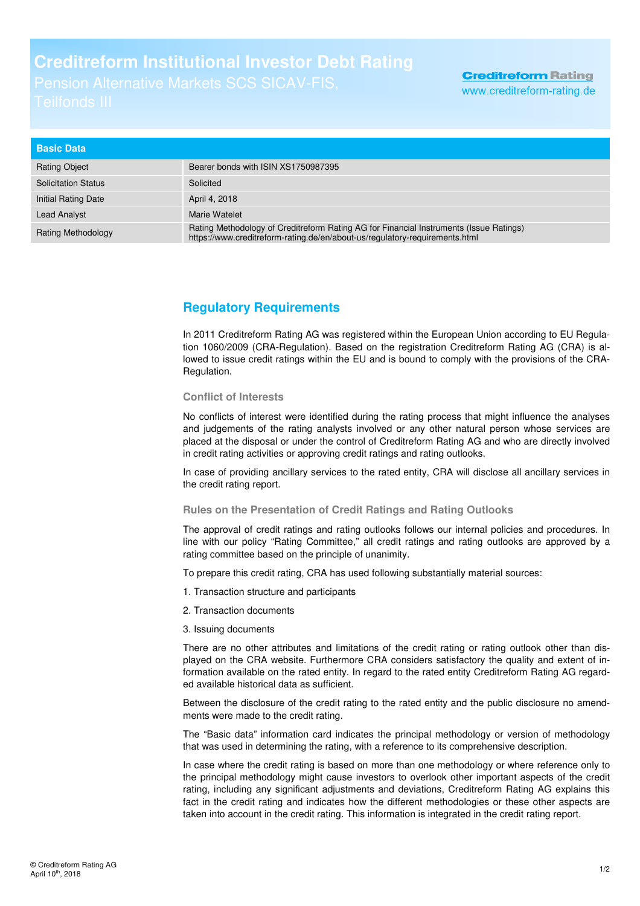# Creditreform Institutional Investor Debt Rating

Pension Alternative Markets SCS SICAV-FIS, Teilfonds III

Creditreform Rating
www.creditreform-rating.de

| Basic Data | |
|---|---|
| Rating Object | Bearer bonds with ISIN XS1750987395 |
| Solicitation Status | Solicited |
| Initial Rating Date | April 4, 2018 |
| Lead Analyst | Marie Watelet |
| Rating Methodology | Rating Methodology of Creditreform Rating AG for Financial Instruments (Issue Ratings) https://www.creditreform-rating.de/en/about-us/regulatory-requirements.html |

## Regulatory Requirements

In 2011 Creditreform Rating AG was registered within the European Union according to EU Regulation 1060/2009 (CRA-Regulation). Based on the registration Creditreform Rating AG (CRA) is allowed to issue credit ratings within the EU and is bound to comply with the provisions of the CRA-Regulation.

### Conflict of Interests

No conflicts of interest were identified during the rating process that might influence the analyses and judgements of the rating analysts involved or any other natural person whose services are placed at the disposal or under the control of Creditreform Rating AG and who are directly involved in credit rating activities or approving credit ratings and rating outlooks.

In case of providing ancillary services to the rated entity, CRA will disclose all ancillary services in the credit rating report.

### Rules on the Presentation of Credit Ratings and Rating Outlooks

The approval of credit ratings and rating outlooks follows our internal policies and procedures. In line with our policy "Rating Committee," all credit ratings and rating outlooks are approved by a rating committee based on the principle of unanimity.

To prepare this credit rating, CRA has used following substantially material sources:

1. Transaction structure and participants

2. Transaction documents

3. Issuing documents

There are no other attributes and limitations of the credit rating or rating outlook other than displayed on the CRA website. Furthermore CRA considers satisfactory the quality and extent of information available on the rated entity. In regard to the rated entity Creditreform Rating AG regarded available historical data as sufficient.

Between the disclosure of the credit rating to the rated entity and the public disclosure no amendments were made to the credit rating.

The "Basic data" information card indicates the principal methodology or version of methodology that was used in determining the rating, with a reference to its comprehensive description.

In case where the credit rating is based on more than one methodology or where reference only to the principal methodology might cause investors to overlook other important aspects of the credit rating, including any significant adjustments and deviations, Creditreform Rating AG explains this fact in the credit rating and indicates how the different methodologies or these other aspects are taken into account in the credit rating. This information is integrated in the credit rating report.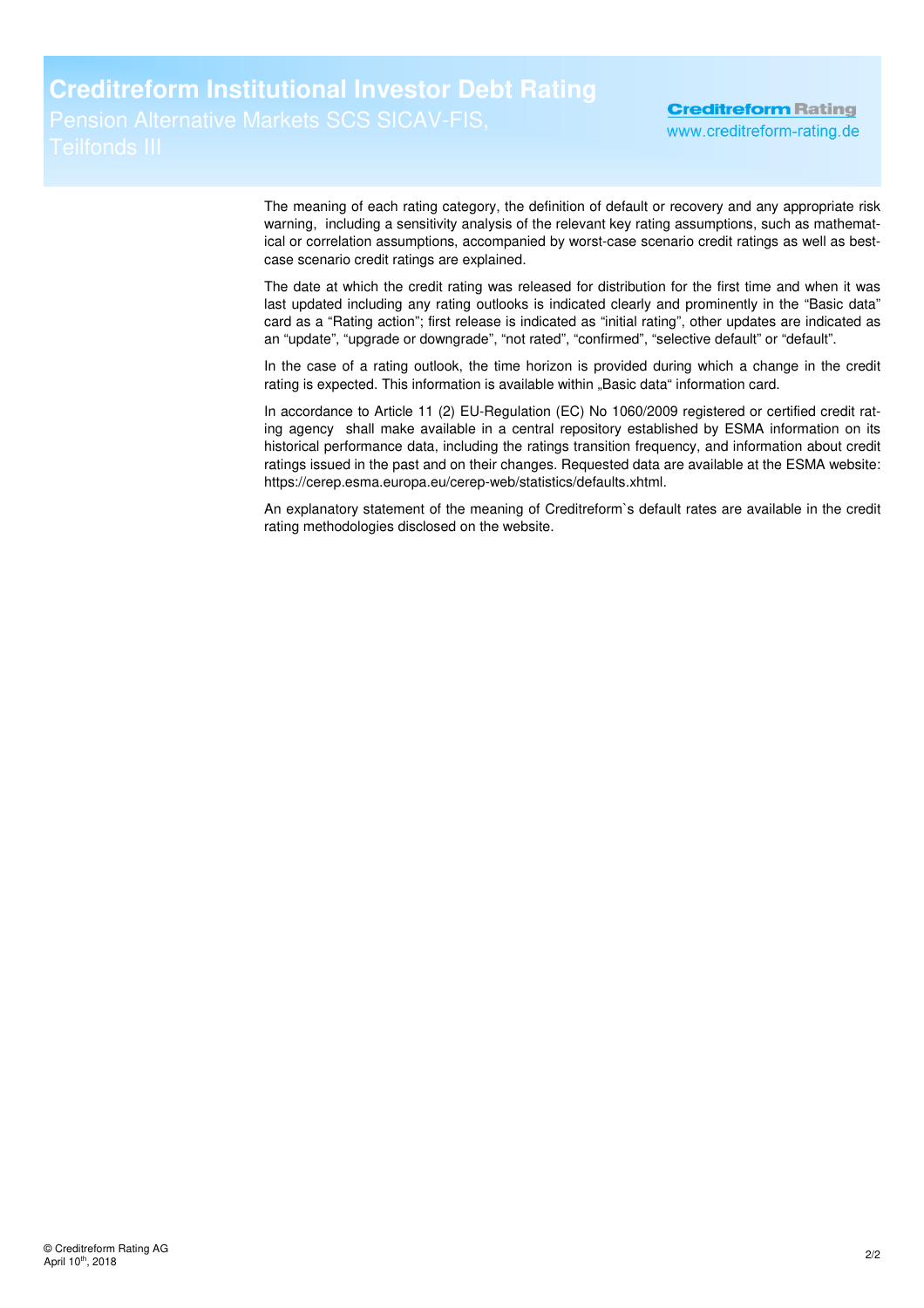The meaning of each rating category, the definition of default or recovery and any appropriate risk warning, including a sensitivity analysis of the relevant key rating assumptions, such as mathematical or correlation assumptions, accompanied by worst-case scenario credit ratings as well as best-case scenario credit ratings are explained.

The date at which the credit rating was released for distribution for the first time and when it was last updated including any rating outlooks is indicated clearly and prominently in the "Basic data" card as a "Rating action"; first release is indicated as "initial rating", other updates are indicated as an "update", "upgrade or downgrade", "not rated", "confirmed", "selective default" or "default".

In the case of a rating outlook, the time horizon is provided during which a change in the credit rating is expected. This information is available within „Basic data" information card.

In accordance to Article 11 (2) EU-Regulation (EC) No 1060/2009 registered or certified credit rating agency shall make available in a central repository established by ESMA information on its historical performance data, including the ratings transition frequency, and information about credit ratings issued in the past and on their changes. Requested data are available at the ESMA website: https://cerep.esma.europa.eu/cerep-web/statistics/defaults.xhtml.

An explanatory statement of the meaning of Creditreform`s default rates are available in the credit rating methodologies disclosed on the website.